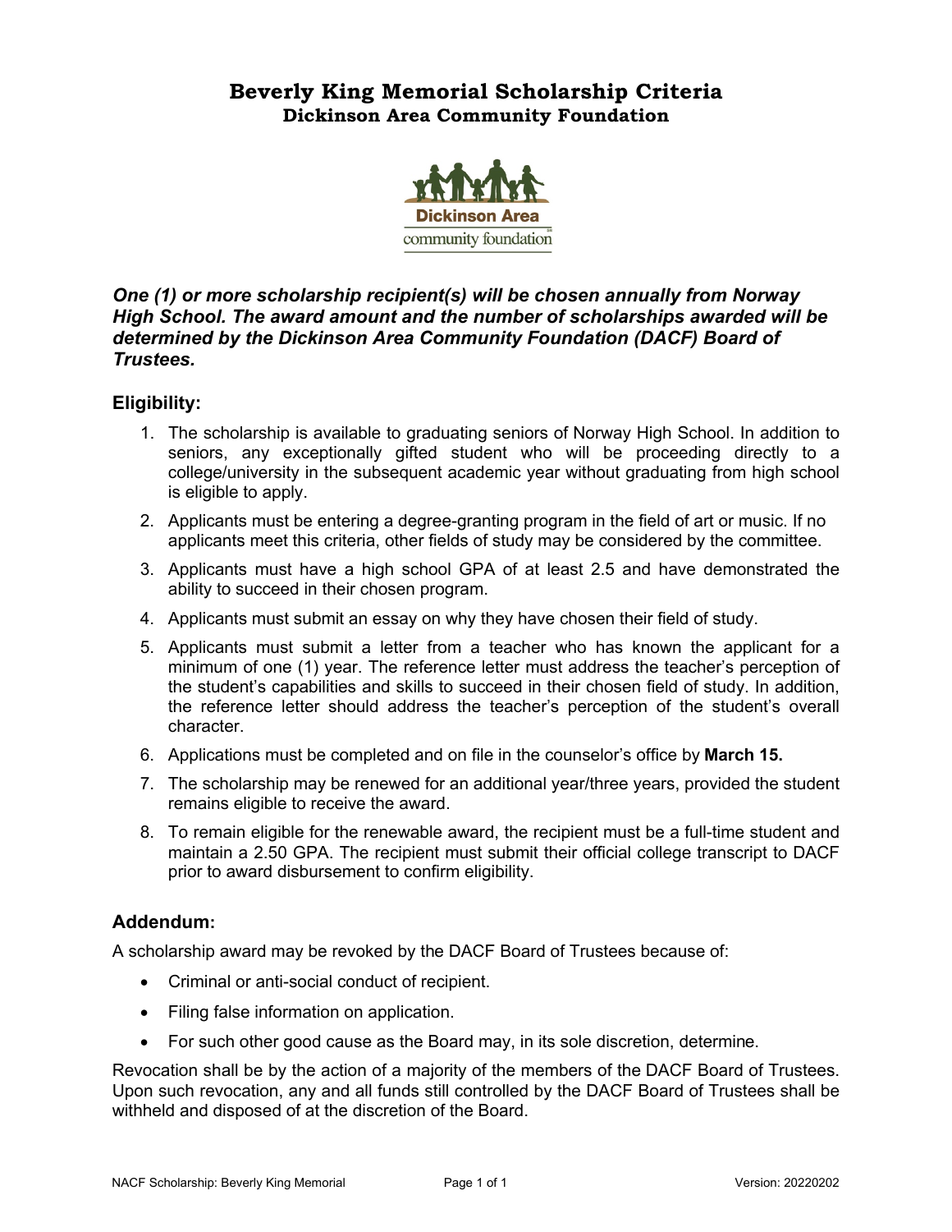# Beverly King Memorial Scholarship Criteria

## Dickinson Area Community Foundation

***One (1) or more scholarship recipient(s) will be chosen annually from Norway High School. The award amount and the number of scholarships awarded will be determined by the Dickinson Area Community Foundation (DACF) Board of Trustees.***

### Eligibility:

1. The scholarship is available to graduating seniors of Norway High School. In addition to seniors, any exceptionally gifted student who will be proceeding directly to a college/university in the subsequent academic year without graduating from high school is eligible to apply.
2. Applicants must be entering a degree-granting program in the field of art or music. If no applicants meet this criteria, other fields of study may be considered by the committee.
3. Applicants must have a high school GPA of at least 2.5 and have demonstrated the ability to succeed in their chosen program.
4. Applicants must submit an essay on why they have chosen their field of study.
5. Applicants must submit a letter from a teacher who has known the applicant for a minimum of one (1) year. The reference letter must address the teacher's perception of the student's capabilities and skills to succeed in their chosen field of study. In addition, the reference letter should address the teacher's perception of the student's overall character.
6. Applications must be completed and on file in the counselor's office by **March 15.**
7. The scholarship may be renewed for an additional year/three years, provided the student remains eligible to receive the award.
8. To remain eligible for the renewable award, the recipient must be a full-time student and maintain a 2.50 GPA. The recipient must submit their official college transcript to DACF prior to award disbursement to confirm eligibility.

### Addendum:

A scholarship award may be revoked by the DACF Board of Trustees because of:

- Criminal or anti-social conduct of recipient.
- Filing false information on application.
- For such other good cause as the Board may, in its sole discretion, determine.

Revocation shall be by the action of a majority of the members of the DACF Board of Trustees. Upon such revocation, any and all funds still controlled by the DACF Board of Trustees shall be withheld and disposed of at the discretion of the Board.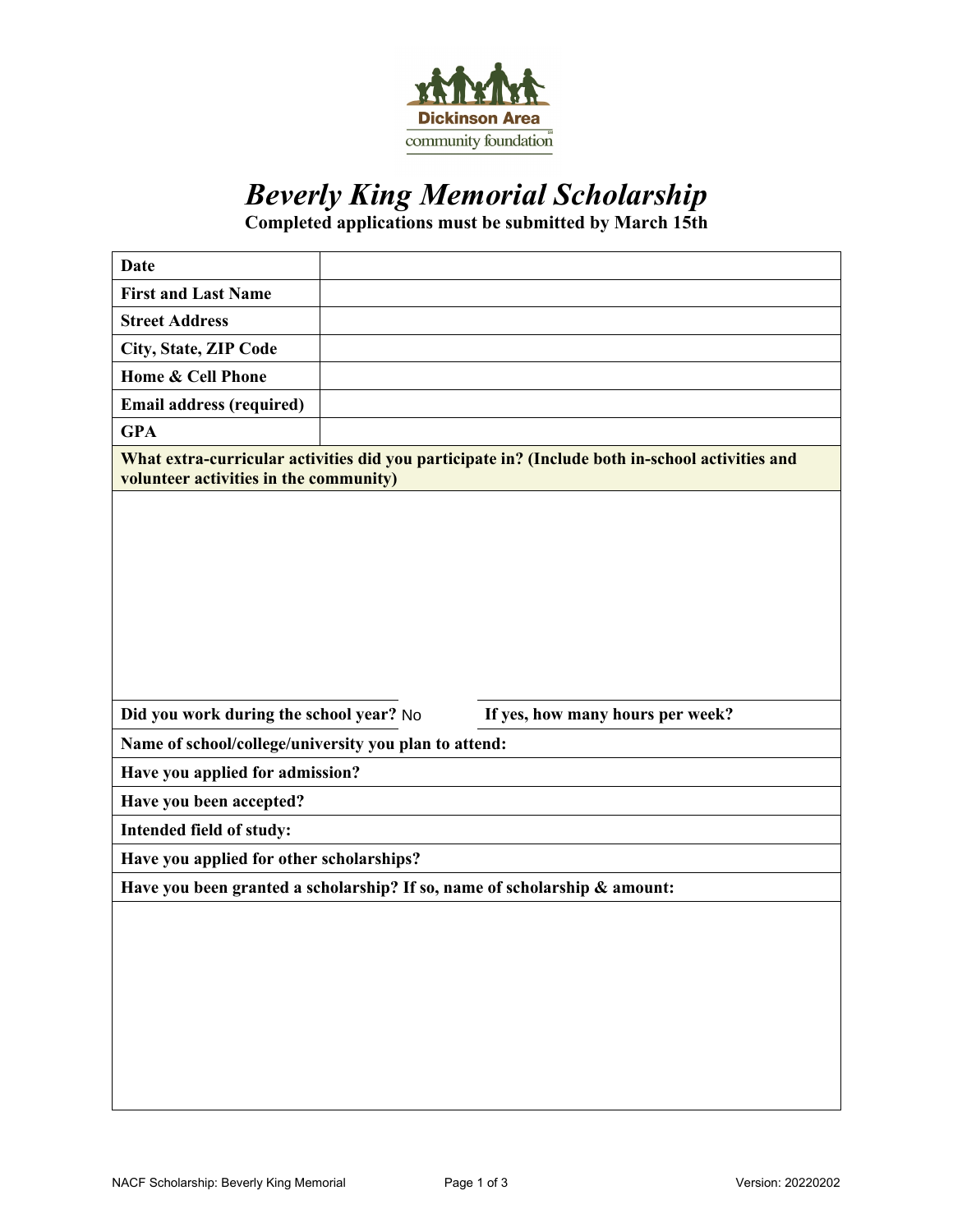Dickinson Area community foundation

# *Beverly King Memorial Scholarship*

**Completed applications must be submitted by March 15th**

| **Date** | |
|---|---|
| **First and Last Name** | |
| **Street Address** | |
| **City, State, ZIP Code** | |
| **Home & Cell Phone** | |
| **Email address (required)** | |
| **GPA** | |

**What extra-curricular activities did you participate in? (Include both in-school activities and volunteer activities in the community)**

**Did you work during the school year?** No **If yes, how many hours per week?**

**Name of school/college/university you plan to attend:**

**Have you applied for admission?**

**Have you been accepted?**

**Intended field of study:**

**Have you applied for other scholarships?**

**Have you been granted a scholarship? If so, name of scholarship & amount:**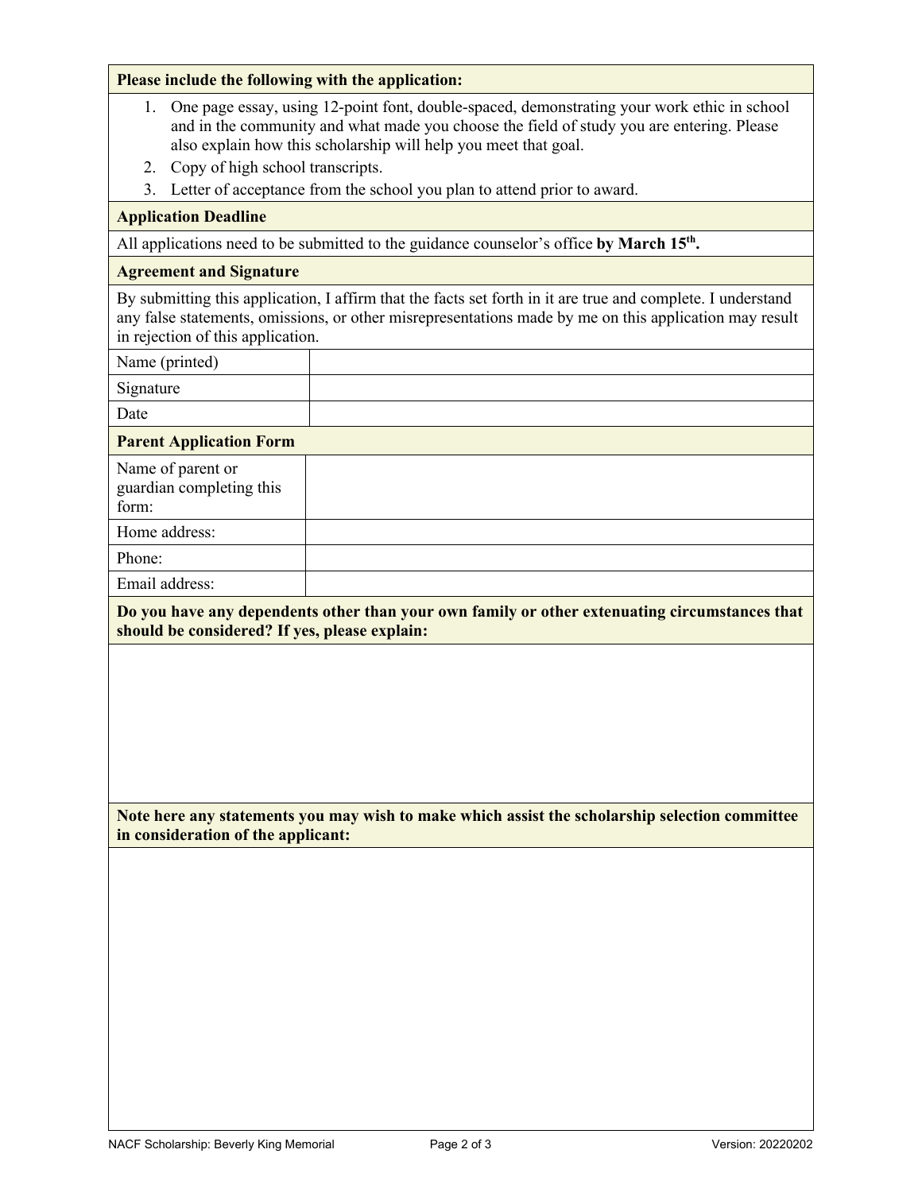**Please include the following with the application:**

1. One page essay, using 12-point font, double-spaced, demonstrating your work ethic in school and in the community and what made you choose the field of study you are entering. Please also explain how this scholarship will help you meet that goal.
2. Copy of high school transcripts.
3. Letter of acceptance from the school you plan to attend prior to award.

**Application Deadline**

All applications need to be submitted to the guidance counselor's office **by March 15th.**

**Agreement and Signature**

By submitting this application, I affirm that the facts set forth in it are true and complete. I understand any false statements, omissions, or other misrepresentations made by me on this application may result in rejection of this application.

| | |
|---|---|
| Name (printed) | |
| Signature | |
| Date | |

**Parent Application Form**

| | |
|---|---|
| Name of parent or guardian completing this form: | |
| Home address: | |
| Phone: | |
| Email address: | |

**Do you have any dependents other than your own family or other extenuating circumstances that should be considered? If yes, please explain:**

**Note here any statements you may wish to make which assist the scholarship selection committee in consideration of the applicant:**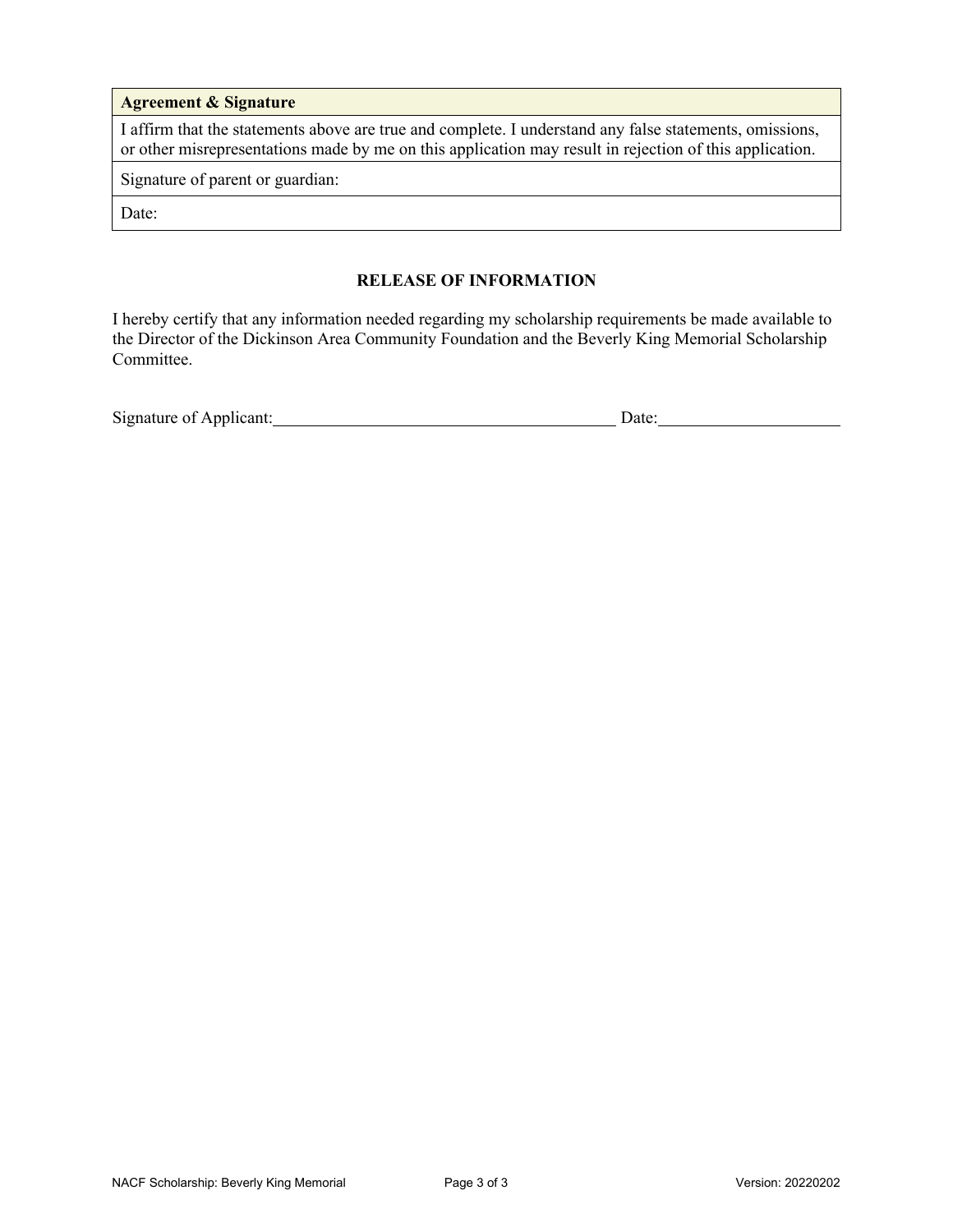| Agreement & Signature |
| --- |
| I affirm that the statements above are true and complete. I understand any false statements, omissions, or other misrepresentations made by me on this application may result in rejection of this application. |
| Signature of parent or guardian: |
| Date: |

## RELEASE OF INFORMATION

I hereby certify that any information needed regarding my scholarship requirements be made available to the Director of the Dickinson Area Community Foundation and the Beverly King Memorial Scholarship Committee.

Signature of Applicant:________________________________________ Date:____________________